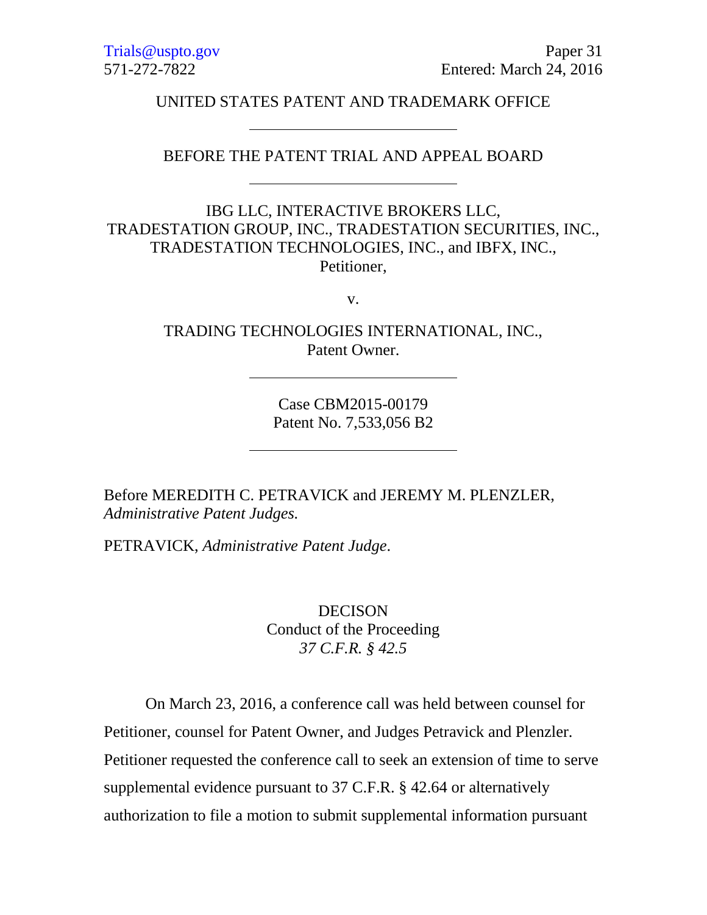Trials@uspto.gov  
571-272-7822

Paper 31  
Entered: March 24, 2016

UNITED STATES PATENT AND TRADEMARK OFFICE

---

BEFORE THE PATENT TRIAL AND APPEAL BOARD

---

IBG LLC, INTERACTIVE BROKERS LLC,  
TRADESTATION GROUP, INC., TRADESTATION SECURITIES, INC.,  
TRADESTATION TECHNOLOGIES, INC., and IBFX, INC.,  
Petitioner,

v.

TRADING TECHNOLOGIES INTERNATIONAL, INC.,  
Patent Owner.

---

Case CBM2015-00179  
Patent No. 7,533,056 B2

---

Before MEREDITH C. PETRAVICK and JEREMY M. PLENZLER, *Administrative Patent Judges.*

PETRAVICK, *Administrative Patent Judge*.

DECISON  
Conduct of the Proceeding  
*37 C.F.R. § 42.5*

On March 23, 2016, a conference call was held between counsel for Petitioner, counsel for Patent Owner, and Judges Petravick and Plenzler. Petitioner requested the conference call to seek an extension of time to serve supplemental evidence pursuant to 37 C.F.R. § 42.64 or alternatively authorization to file a motion to submit supplemental information pursuant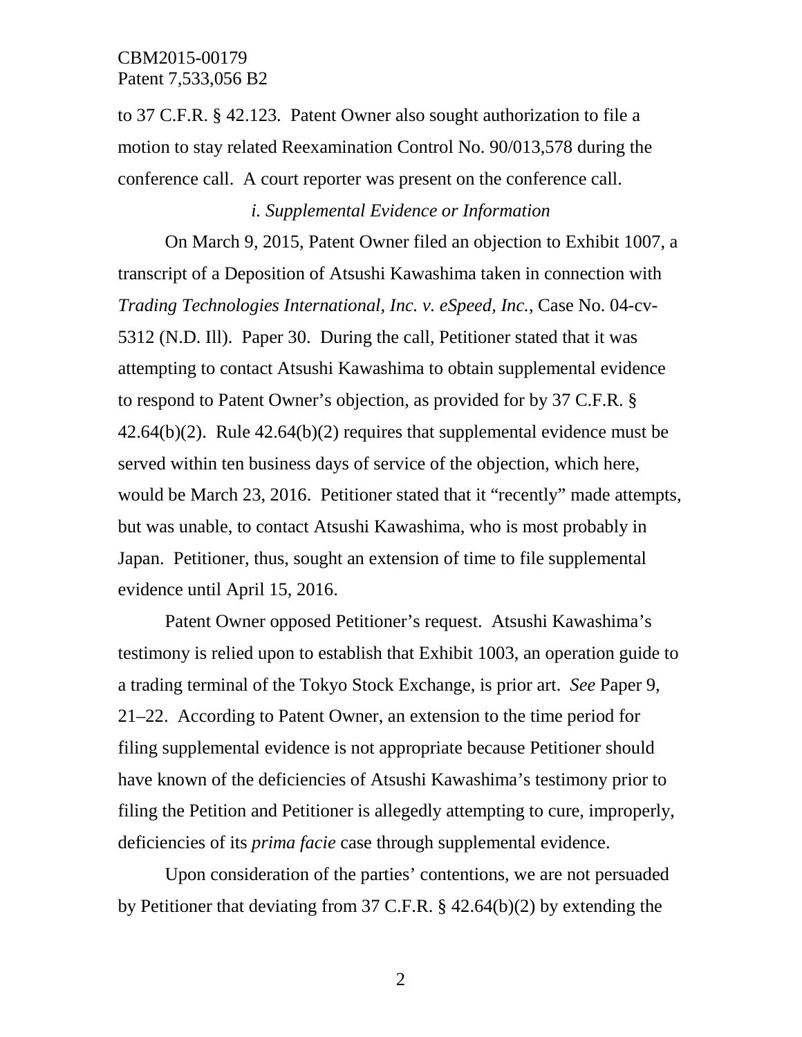to 37 C.F.R. § 42.123. Patent Owner also sought authorization to file a motion to stay related Reexamination Control No. 90/013,578 during the conference call. A court reporter was present on the conference call.

*i. Supplemental Evidence or Information*

On March 9, 2015, Patent Owner filed an objection to Exhibit 1007, a transcript of a Deposition of Atsushi Kawashima taken in connection with *Trading Technologies International, Inc. v. eSpeed, Inc.*, Case No. 04-cv-5312 (N.D. Ill). Paper 30. During the call, Petitioner stated that it was attempting to contact Atsushi Kawashima to obtain supplemental evidence to respond to Patent Owner's objection, as provided for by 37 C.F.R. § 42.64(b)(2). Rule 42.64(b)(2) requires that supplemental evidence must be served within ten business days of service of the objection, which here, would be March 23, 2016. Petitioner stated that it "recently" made attempts, but was unable, to contact Atsushi Kawashima, who is most probably in Japan. Petitioner, thus, sought an extension of time to file supplemental evidence until April 15, 2016.

Patent Owner opposed Petitioner's request. Atsushi Kawashima's testimony is relied upon to establish that Exhibit 1003, an operation guide to a trading terminal of the Tokyo Stock Exchange, is prior art. *See* Paper 9, 21–22. According to Patent Owner, an extension to the time period for filing supplemental evidence is not appropriate because Petitioner should have known of the deficiencies of Atsushi Kawashima's testimony prior to filing the Petition and Petitioner is allegedly attempting to cure, improperly, deficiencies of its *prima facie* case through supplemental evidence.

Upon consideration of the parties' contentions, we are not persuaded by Petitioner that deviating from 37 C.F.R. § 42.64(b)(2) by extending the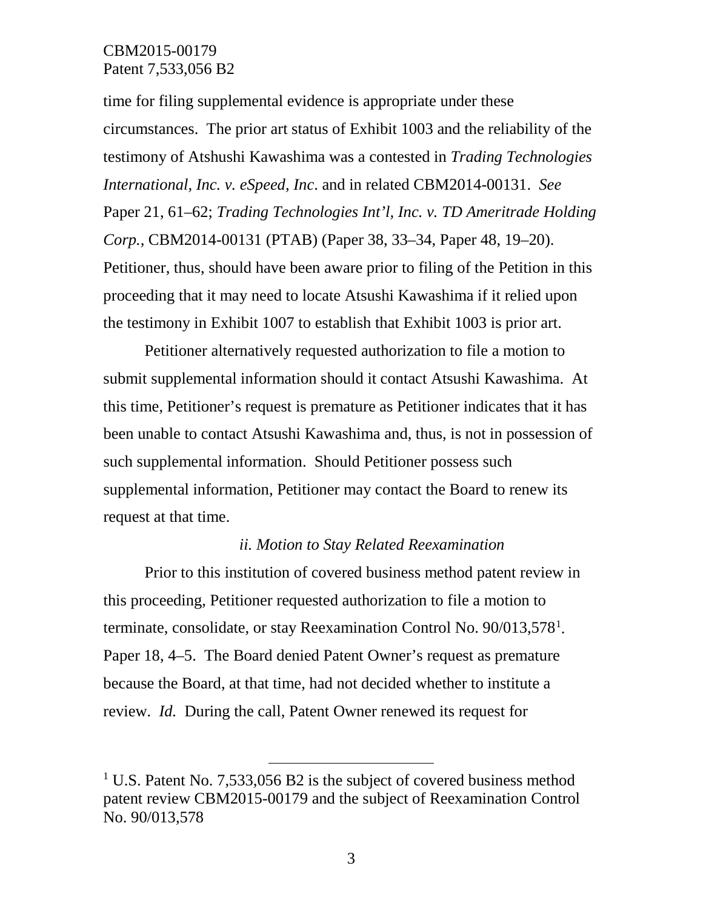time for filing supplemental evidence is appropriate under these circumstances. The prior art status of Exhibit 1003 and the reliability of the testimony of Atshushi Kawashima was a contested in *Trading Technologies International, Inc. v. eSpeed, Inc*. and in related CBM2014-00131. *See* Paper 21, 61–62; *Trading Technologies Int'l, Inc. v. TD Ameritrade Holding Corp.*, CBM2014-00131 (PTAB) (Paper 38, 33–34, Paper 48, 19–20). Petitioner, thus, should have been aware prior to filing of the Petition in this proceeding that it may need to locate Atsushi Kawashima if it relied upon the testimony in Exhibit 1007 to establish that Exhibit 1003 is prior art.

Petitioner alternatively requested authorization to file a motion to submit supplemental information should it contact Atsushi Kawashima. At this time, Petitioner's request is premature as Petitioner indicates that it has been unable to contact Atsushi Kawashima and, thus, is not in possession of such supplemental information. Should Petitioner possess such supplemental information, Petitioner may contact the Board to renew its request at that time.

*ii. Motion to Stay Related Reexamination*

Prior to this institution of covered business method patent review in this proceeding, Petitioner requested authorization to file a motion to terminate, consolidate, or stay Reexamination Control No. 90/013,578[1]. Paper 18, 4–5. The Board denied Patent Owner's request as premature because the Board, at that time, had not decided whether to institute a review. *Id.* During the call, Patent Owner renewed its request for

[1] U.S. Patent No. 7,533,056 B2 is the subject of covered business method patent review CBM2015-00179 and the subject of Reexamination Control No. 90/013,578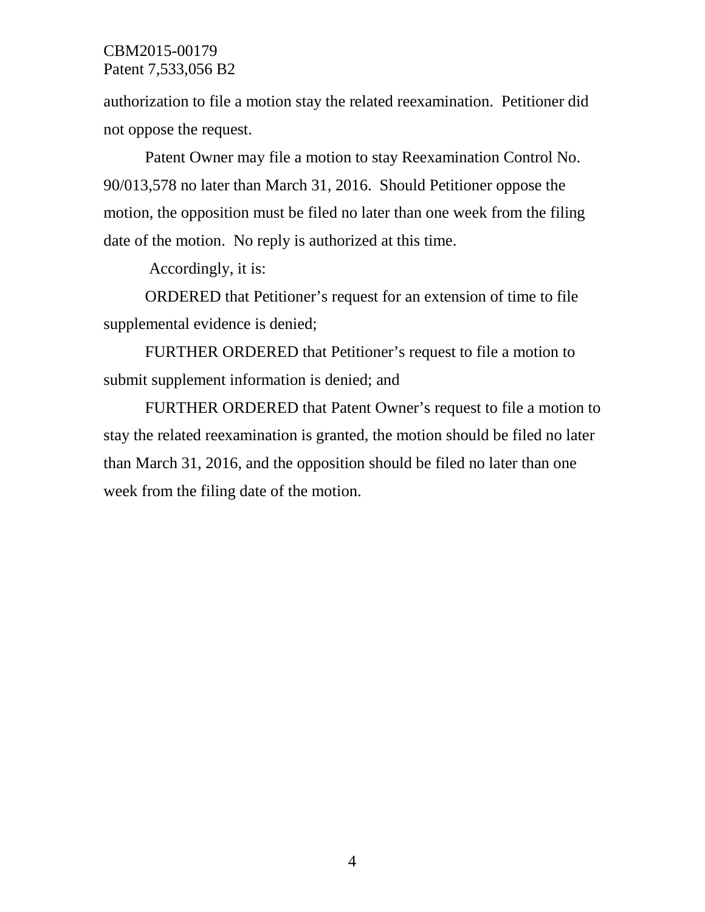authorization to file a motion stay the related reexamination. Petitioner did not oppose the request.

Patent Owner may file a motion to stay Reexamination Control No. 90/013,578 no later than March 31, 2016. Should Petitioner oppose the motion, the opposition must be filed no later than one week from the filing date of the motion. No reply is authorized at this time.

Accordingly, it is:

ORDERED that Petitioner's request for an extension of time to file supplemental evidence is denied;

FURTHER ORDERED that Petitioner's request to file a motion to submit supplement information is denied; and

FURTHER ORDERED that Patent Owner's request to file a motion to stay the related reexamination is granted, the motion should be filed no later than March 31, 2016, and the opposition should be filed no later than one week from the filing date of the motion.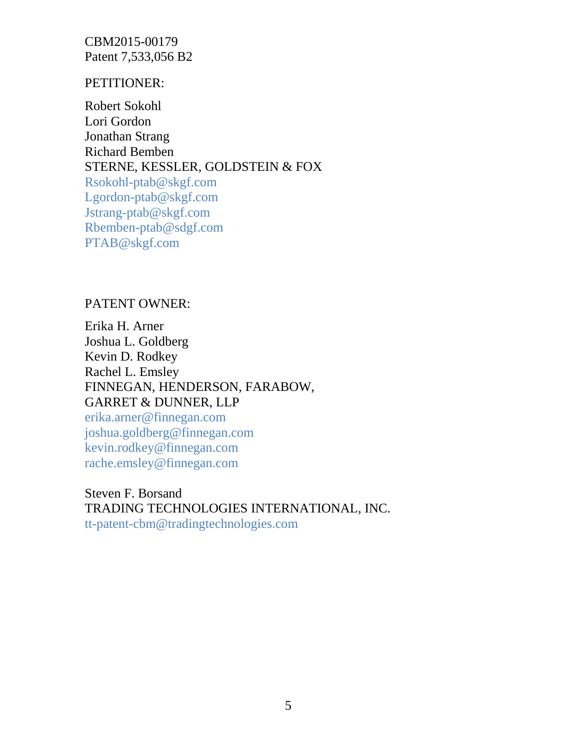CBM2015-00179
Patent 7,533,056 B2

PETITIONER:

Robert Sokohl
Lori Gordon
Jonathan Strang
Richard Bemben
STERNE, KESSLER, GOLDSTEIN & FOX
Rsokohl-ptab@skgf.com
Lgordon-ptab@skgf.com
Jstrang-ptab@skgf.com
Rbemben-ptab@sdgf.com
PTAB@skgf.com

PATENT OWNER:

Erika H. Arner
Joshua L. Goldberg
Kevin D. Rodkey
Rachel L. Emsley
FINNEGAN, HENDERSON, FARABOW,
GARRET & DUNNER, LLP
erika.arner@finnegan.com
joshua.goldberg@finnegan.com
kevin.rodkey@finnegan.com
rache.emsley@finnegan.com

Steven F. Borsand
TRADING TECHNOLOGIES INTERNATIONAL, INC.
tt-patent-cbm@tradingtechnologies.com